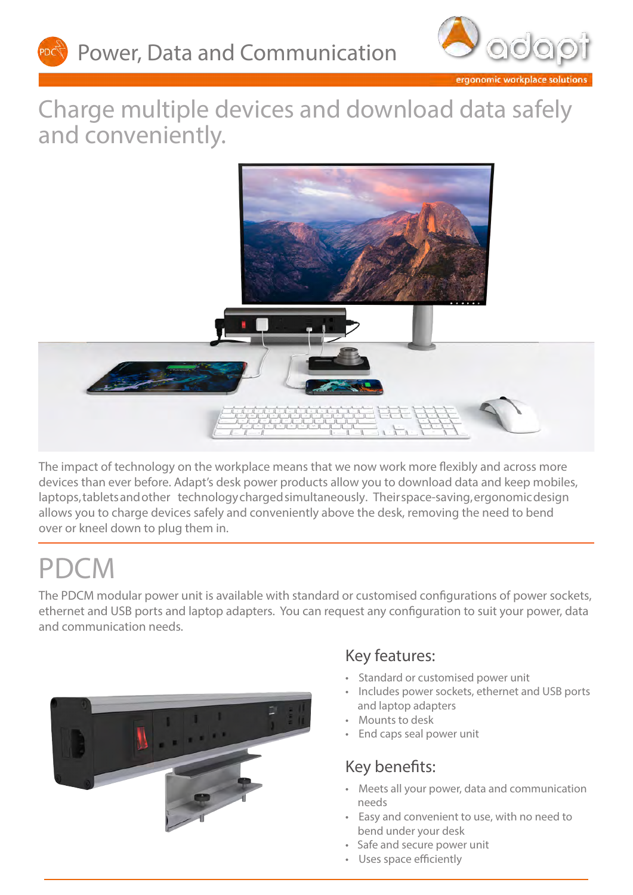# Power, Data and Communication

ergonomic workplace solutions

## Charge multiple devices and download data safely and conveniently.

The impact of technology on the workplace means that we now work more flexibly and across more devices than ever before. Adapt's desk power products allow you to download data and keep mobiles, laptops, tablets and other technology charged simultaneously. Their space-saving, ergonomic design allows you to charge devices safely and conveniently above the desk, removing the need to bend over or kneel down to plug them in.

# PDCM

The PDCM modular power unit is available with standard or customised configurations of power sockets, ethernet and USB ports and laptop adapters. You can request any configuration to suit your power, data and communication needs.

### Key features:

- Standard or customised power unit
- Includes power sockets, ethernet and USB ports and laptop adapters
- Mounts to desk
- End caps seal power unit

### Key benefits:

- Meets all your power, data and communication needs
- Easy and convenient to use, with no need to bend under your desk
- Safe and secure power unit
- Uses space efficiently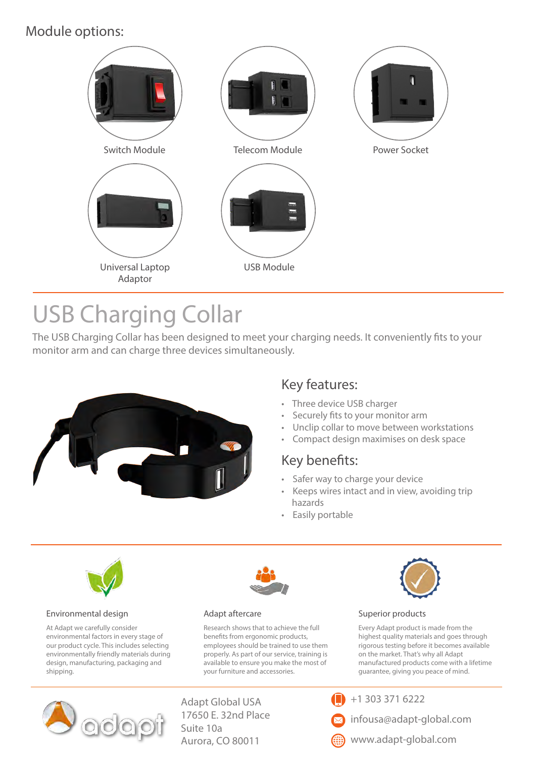Module options:

Switch Module

Telecom Module

Power Socket

Universal Laptop Adaptor

USB Module

# USB Charging Collar

The USB Charging Collar has been designed to meet your charging needs. It conveniently fits to your monitor arm and can charge three devices simultaneously.

## Key features:

- Three device USB charger
- Securely fits to your monitor arm
- Unclip collar to move between workstations
- Compact design maximises on desk space

## Key benefits:

- Safer way to charge your device
- Keeps wires intact and in view, avoiding trip hazards
- Easily portable

### Environmental design

At Adapt we carefully consider environmental factors in every stage of our product cycle. This includes selecting environmentally friendly materials during design, manufacturing, packaging and shipping.

### Adapt aftercare

Research shows that to achieve the full benefits from ergonomic products, employees should be trained to use them properly. As part of our service, training is available to ensure you make the most of your furniture and accessories.

### Superior products

Every Adapt product is made from the highest quality materials and goes through rigorous testing before it becomes available on the market. That's why all Adapt manufactured products come with a lifetime guarantee, giving you peace of mind.

adapt

Adapt Global USA
17650 E. 32nd Place
Suite 10a
Aurora, CO 80011

+1 303 371 6222
infousa@adapt-global.com
www.adapt-global.com